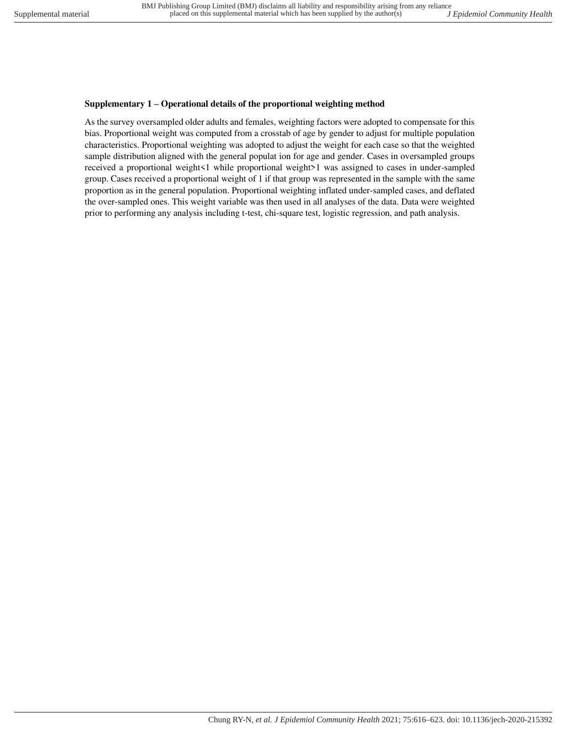**Supplementary 1 – Operational details of the proportional weighting method**

As the survey oversampled older adults and females, weighting factors were adopted to compensate for this bias. Proportional weight was computed from a crosstab of age by gender to adjust for multiple population characteristics. Proportional weighting was adopted to adjust the weight for each case so that the weighted sample distribution aligned with the general populat ion for age and gender. Cases in oversampled groups received a proportional weight<1 while proportional weight>1 was assigned to cases in under-sampled group. Cases received a proportional weight of 1 if that group was represented in the sample with the same proportion as in the general population. Proportional weighting inflated under-sampled cases, and deflated the over-sampled ones. This weight variable was then used in all analyses of the data. Data were weighted prior to performing any analysis including t-test, chi-square test, logistic regression, and path analysis.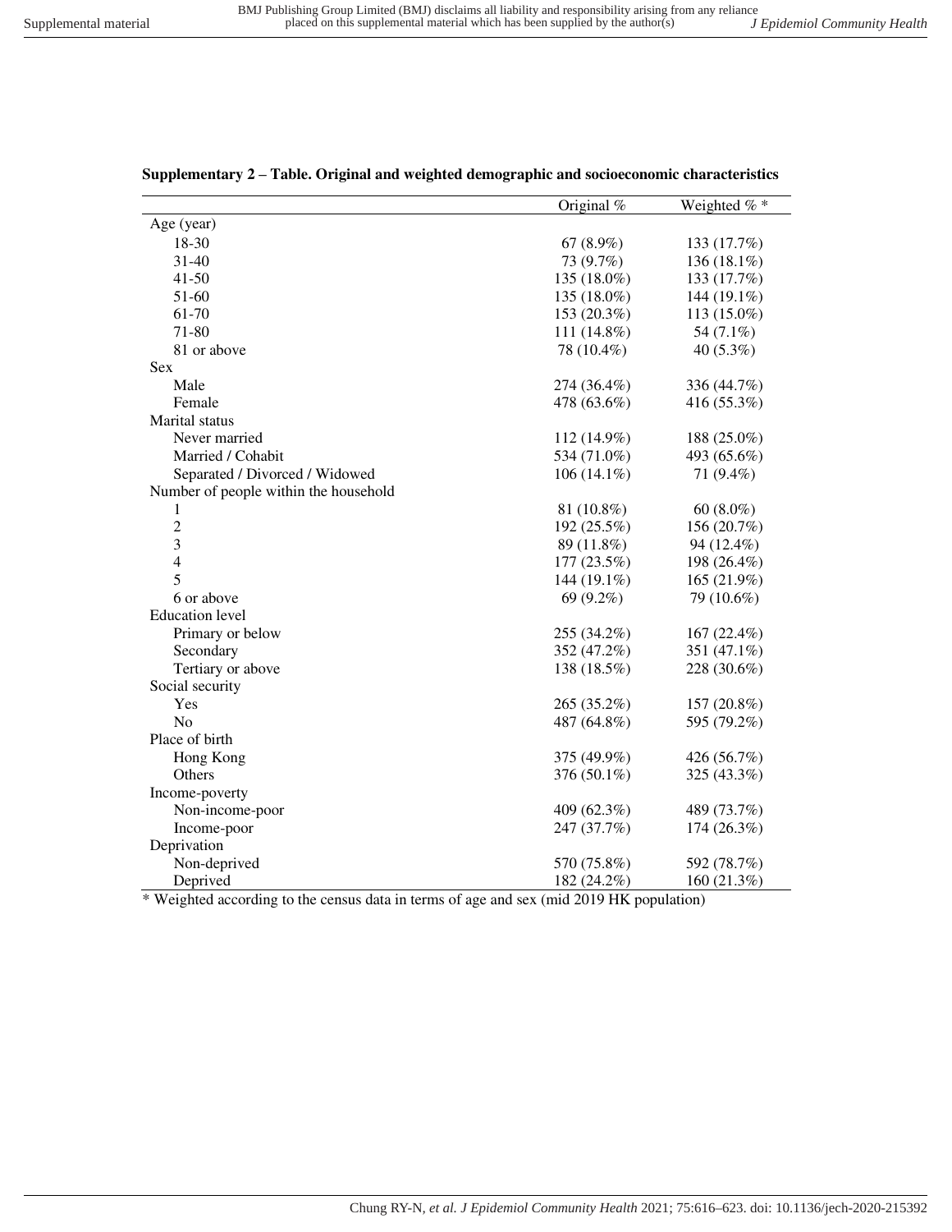**Supplementary 2 – Table. Original and weighted demographic and socioeconomic characteristics**

| | Original % | Weighted % * |
|---|---|---|
| Age (year) | | |
| 18-30 | 67 (8.9%) | 133 (17.7%) |
| 31-40 | 73 (9.7%) | 136 (18.1%) |
| 41-50 | 135 (18.0%) | 133 (17.7%) |
| 51-60 | 135 (18.0%) | 144 (19.1%) |
| 61-70 | 153 (20.3%) | 113 (15.0%) |
| 71-80 | 111 (14.8%) | 54 (7.1%) |
| 81 or above | 78 (10.4%) | 40 (5.3%) |
| Sex | | |
| Male | 274 (36.4%) | 336 (44.7%) |
| Female | 478 (63.6%) | 416 (55.3%) |
| Marital status | | |
| Never married | 112 (14.9%) | 188 (25.0%) |
| Married / Cohabit | 534 (71.0%) | 493 (65.6%) |
| Separated / Divorced / Widowed | 106 (14.1%) | 71 (9.4%) |
| Number of people within the household | | |
| 1 | 81 (10.8%) | 60 (8.0%) |
| 2 | 192 (25.5%) | 156 (20.7%) |
| 3 | 89 (11.8%) | 94 (12.4%) |
| 4 | 177 (23.5%) | 198 (26.4%) |
| 5 | 144 (19.1%) | 165 (21.9%) |
| 6 or above | 69 (9.2%) | 79 (10.6%) |
| Education level | | |
| Primary or below | 255 (34.2%) | 167 (22.4%) |
| Secondary | 352 (47.2%) | 351 (47.1%) |
| Tertiary or above | 138 (18.5%) | 228 (30.6%) |
| Social security | | |
| Yes | 265 (35.2%) | 157 (20.8%) |
| No | 487 (64.8%) | 595 (79.2%) |
| Place of birth | | |
| Hong Kong | 375 (49.9%) | 426 (56.7%) |
| Others | 376 (50.1%) | 325 (43.3%) |
| Income-poverty | | |
| Non-income-poor | 409 (62.3%) | 489 (73.7%) |
| Income-poor | 247 (37.7%) | 174 (26.3%) |
| Deprivation | | |
| Non-deprived | 570 (75.8%) | 592 (78.7%) |
| Deprived | 182 (24.2%) | 160 (21.3%) |

* Weighted according to the census data in terms of age and sex (mid 2019 HK population)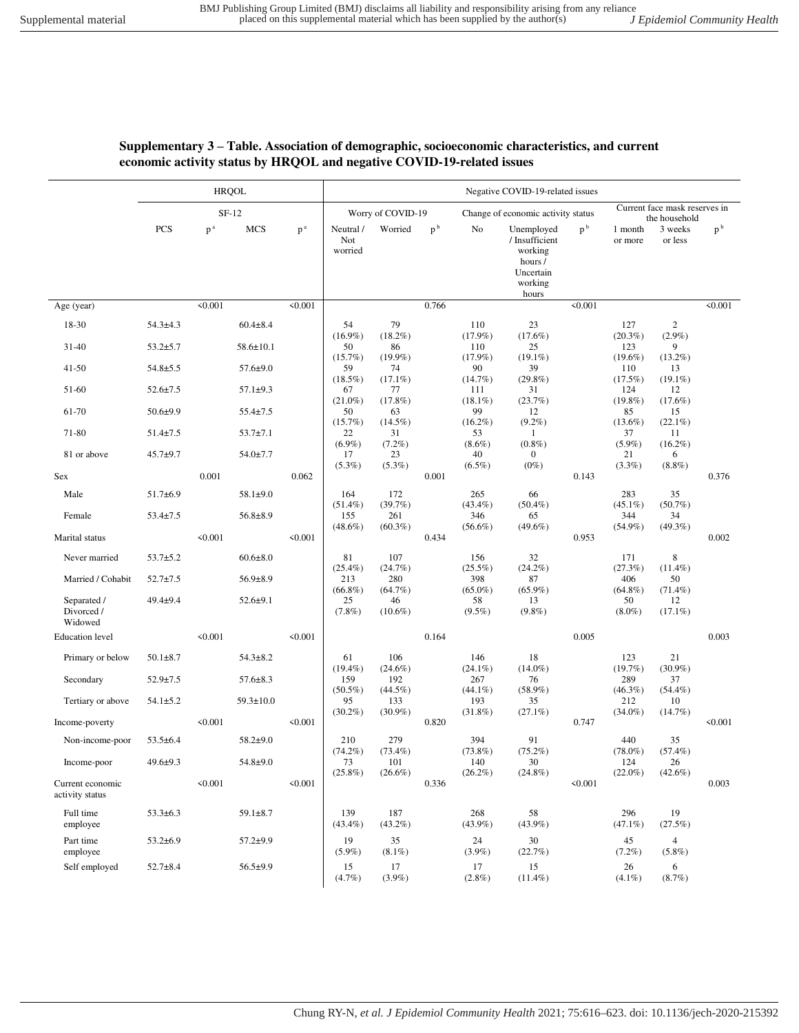**Supplementary 3 – Table. Association of demographic, socioeconomic characteristics, and current economic activity status by HRQOL and negative COVID-19-related issues**

| | HRQOL | | | | Negative COVID-19-related issues | | | | | | | | |
|---|---|---|---|---|---|---|---|---|---|---|---|---|---|
| | SF-12 | | | | Worry of COVID-19 | | | Change of economic activity status | | | Current face mask reserves in the household | | |
| | PCS | p[a] | MCS | p[a] | Neutral / Not worried | Worried | p[b] | No | Unemployed / Insufficient working hours / Uncertain working hours | p[b] | 1 month or more | 3 weeks or less | p[b] |
| Age (year) | | <0.001 | | <0.001 | | | 0.766 | | | <0.001 | | | <0.001 |
| 18-30 | 54.3±4.3 | | 60.4±8.4 | | 54 (16.9%) | 79 (18.2%) | | 110 (17.9%) | 23 (17.6%) | | 127 (20.3%) | 2 (2.9%) | |
| 31-40 | 53.2±5.7 | | 58.6±10.1 | | 50 (15.7%) | 86 (19.9%) | | 110 (17.9%) | 25 (19.1%) | | 123 (19.6%) | 9 (13.2%) | |
| 41-50 | 54.8±5.5 | | 57.6±9.0 | | 59 (18.5%) | 74 (17.1%) | | 90 (14.7%) | 39 (29.8%) | | 110 (17.5%) | 13 (19.1%) | |
| 51-60 | 52.6±7.5 | | 57.1±9.3 | | 67 (21.0%) | 77 (17.8%) | | 111 (18.1%) | 31 (23.7%) | | 124 (19.8%) | 12 (17.6%) | |
| 61-70 | 50.6±9.9 | | 55.4±7.5 | | 50 (15.7%) | 63 (14.5%) | | 99 (16.2%) | 12 (9.2%) | | 85 (13.6%) | 15 (22.1%) | |
| 71-80 | 51.4±7.5 | | 53.7±7.1 | | 22 (6.9%) | 31 (7.2%) | | 53 (8.6%) | 1 (0.8%) | | 37 (5.9%) | 11 (16.2%) | |
| 81 or above | 45.7±9.7 | | 54.0±7.7 | | 17 (5.3%) | 23 (5.3%) | | 40 (6.5%) | 0 (0%) | | 21 (3.3%) | 6 (8.8%) | |
| Sex | | 0.001 | | 0.062 | | | 0.001 | | | 0.143 | | | 0.376 |
| Male | 51.7±6.9 | | 58.1±9.0 | | 164 (51.4%) | 172 (39.7%) | | 265 (43.4%) | 66 (50.4%) | | 283 (45.1%) | 35 (50.7%) | |
| Female | 53.4±7.5 | | 56.8±8.9 | | 155 (48.6%) | 261 (60.3%) | | 346 (56.6%) | 65 (49.6%) | | 344 (54.9%) | 34 (49.3%) | |
| Marital status | | <0.001 | | <0.001 | | | 0.434 | | | 0.953 | | | 0.002 |
| Never married | 53.7±5.2 | | 60.6±8.0 | | 81 (25.4%) | 107 (24.7%) | | 156 (25.5%) | 32 (24.2%) | | 171 (27.3%) | 8 (11.4%) | |
| Married / Cohabit | 52.7±7.5 | | 56.9±8.9 | | 213 (66.8%) | 280 (64.7%) | | 398 (65.0%) | 87 (65.9%) | | 406 (64.8%) | 50 (71.4%) | |
| Separated / Divorced / Widowed | 49.4±9.4 | | 52.6±9.1 | | 25 (7.8%) | 46 (10.6%) | | 58 (9.5%) | 13 (9.8%) | | 50 (8.0%) | 12 (17.1%) | |
| Education level | | <0.001 | | <0.001 | | | 0.164 | | | 0.005 | | | 0.003 |
| Primary or below | 50.1±8.7 | | 54.3±8.2 | | 61 (19.4%) | 106 (24.6%) | | 146 (24.1%) | 18 (14.0%) | | 123 (19.7%) | 21 (30.9%) | |
| Secondary | 52.9±7.5 | | 57.6±8.3 | | 159 (50.5%) | 192 (44.5%) | | 267 (44.1%) | 76 (58.9%) | | 289 (46.3%) | 37 (54.4%) | |
| Tertiary or above | 54.1±5.2 | | 59.3±10.0 | | 95 (30.2%) | 133 (30.9%) | | 193 (31.8%) | 35 (27.1%) | | 212 (34.0%) | 10 (14.7%) | |
| Income-poverty | | <0.001 | | <0.001 | | | 0.820 | | | 0.747 | | | <0.001 |
| Non-income-poor | 53.5±6.4 | | 58.2±9.0 | | 210 (74.2%) | 279 (73.4%) | | 394 (73.8%) | 91 (75.2%) | | 440 (78.0%) | 35 (57.4%) | |
| Income-poor | 49.6±9.3 | | 54.8±9.0 | | 73 (25.8%) | 101 (26.6%) | | 140 (26.2%) | 30 (24.8%) | | 124 (22.0%) | 26 (42.6%) | |
| Current economic activity status | | <0.001 | | <0.001 | | | 0.336 | | | <0.001 | | | 0.003 |
| Full time employee | 53.3±6.3 | | 59.1±8.7 | | 139 (43.4%) | 187 (43.2%) | | 268 (43.9%) | 58 (43.9%) | | 296 (47.1%) | 19 (27.5%) | |
| Part time employee | 53.2±6.9 | | 57.2±9.9 | | 19 (5.9%) | 35 (8.1%) | | 24 (3.9%) | 30 (22.7%) | | 45 (7.2%) | 4 (5.8%) | |
| Self employed | 52.7±8.4 | | 56.5±9.9 | | 15 (4.7%) | 17 (3.9%) | | 17 (2.8%) | 15 (11.4%) | | 26 (4.1%) | 6 (8.7%) | |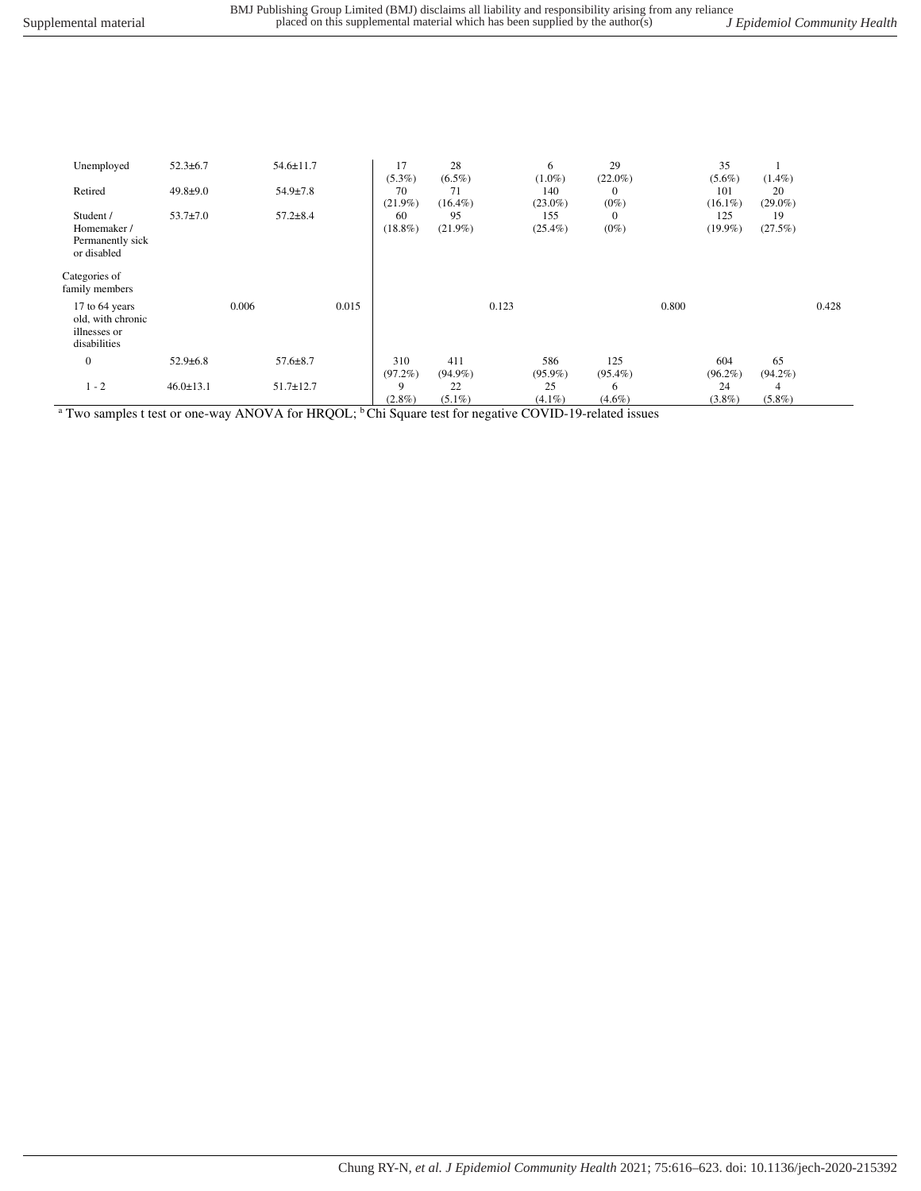| | | | | | | | | | | | | | |
|---|---|---|---|---|---|---|---|---|---|---|---|---|---|
| Unemployed | 52.3±6.7 | | 54.6±11.7 | | 17 (5.3%) | 28 (6.5%) | | 6 (1.0%) | 29 (22.0%) | | 35 (5.6%) | 1 (1.4%) | |
| Retired | 49.8±9.0 | | 54.9±7.8 | | 70 (21.9%) | 71 (16.4%) | | 140 (23.0%) | 0 (0%) | | 101 (16.1%) | 20 (29.0%) | |
| Student / Homemaker / Permanently sick or disabled | 53.7±7.0 | | 57.2±8.4 | | 60 (18.8%) | 95 (21.9%) | | 155 (25.4%) | 0 (0%) | | 125 (19.9%) | 19 (27.5%) | |
| Categories of family members | | | | | | | | | | | | | |
| 17 to 64 years old, with chronic illnesses or disabilities | | 0.006 | | 0.015 | | | 0.123 | | | 0.800 | | | 0.428 |
| 0 | 52.9±6.8 | | 57.6±8.7 | | 310 (97.2%) | 411 (94.9%) | | 586 (95.9%) | 125 (95.4%) | | 604 (96.2%) | 65 (94.2%) | |
| 1 - 2 | 46.0±13.1 | | 51.7±12.7 | | 9 (2.8%) | 22 (5.1%) | | 25 (4.1%) | 6 (4.6%) | | 24 (3.8%) | 4 (5.8%) | |

[a] Two samples t test or one-way ANOVA for HRQOL; [b] Chi Square test for negative COVID-19-related issues